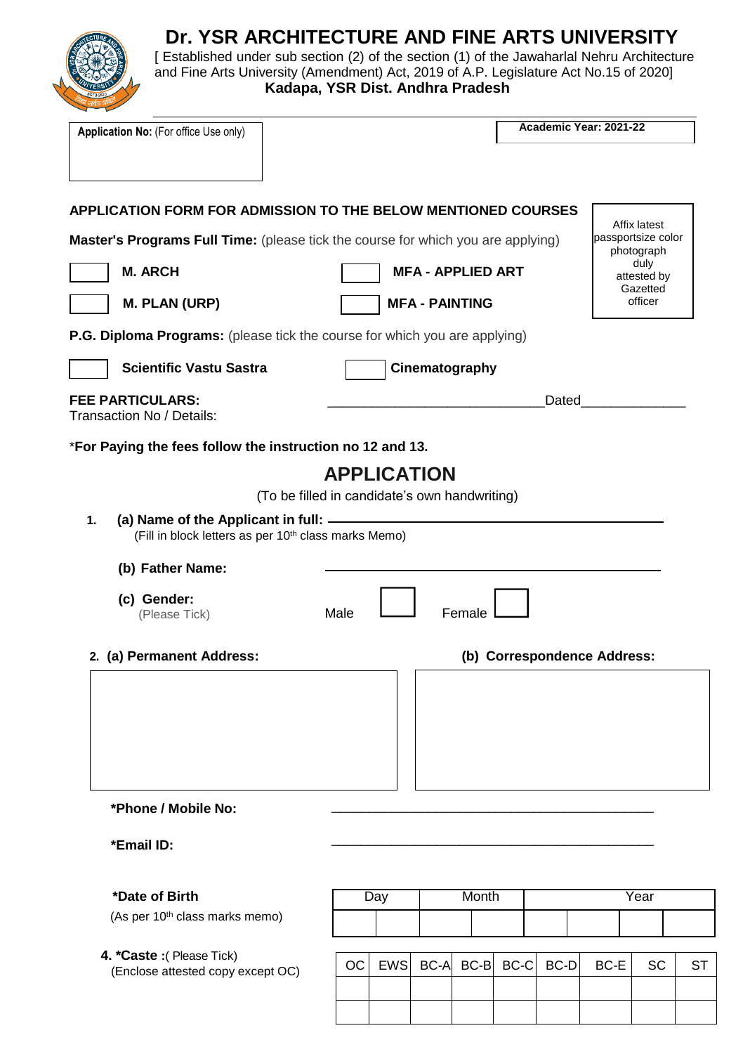# Dr. YSR ARCHITECTURE AND FINE ARTS UNIVERSITY

[ Established under sub section (2) of the section (1) of the Jawaharlal Nehru Architecture and Fine Arts University (Amendment) Act, 2019 of A.P. Legislature Act No.15 of 2020]

**Kadapa, YSR Dist. Andhra Pradesh**

**Application No:** (For office Use only)

**Academic Year: 2021-22**

**APPLICATION FORM FOR ADMISSION TO THE BELOW MENTIONED COURSES**

Affix latest passportsize color photograph duly attested by Gazetted officer

**Master's Programs Full Time:** (please tick the course for which you are applying)

- [ ] **M. ARCH**
- [ ] **MFA - APPLIED ART**
- [ ] **M. PLAN (URP)**
- [ ] **MFA - PAINTING**

**P.G. Diploma Programs:** (please tick the course for which you are applying)

- [ ] **Scientific Vastu Sastra**
- [ ] **Cinematography**

**FEE PARTICULARS:**
Transaction No / Details: ____________________________Dated_____________

*For Paying the fees follow the instruction no 12 and 13.**

## APPLICATION

(To be filled in candidate's own handwriting)

1. **(a) Name of the Applicant in full:** ________________________________
   (Fill in block letters as per 10th class marks Memo)

   **(b) Father Name:** ________________________________

   **(c) Gender:** (Please Tick) Male [ ] Female [ ]

2. **(a) Permanent Address:**

   **(b) Correspondence Address:**

   ***Phone / Mobile No:** ________________________________

   ***Email ID:** ________________________________

   ***Date of Birth** (As per 10th class marks memo)

| Day | | Month | | Year | | | |
|---|---|---|---|---|---|---|---|
| | | | | | | | |

4. ***Caste :**( Please Tick) (Enclose attested copy except OC)

| OC | EWS | BC-A | BC-B | BC-C | BC-D | BC-E | SC | ST |
|---|---|---|---|---|---|---|---|---|
| | | | | | | | | |
| | | | | | | | | |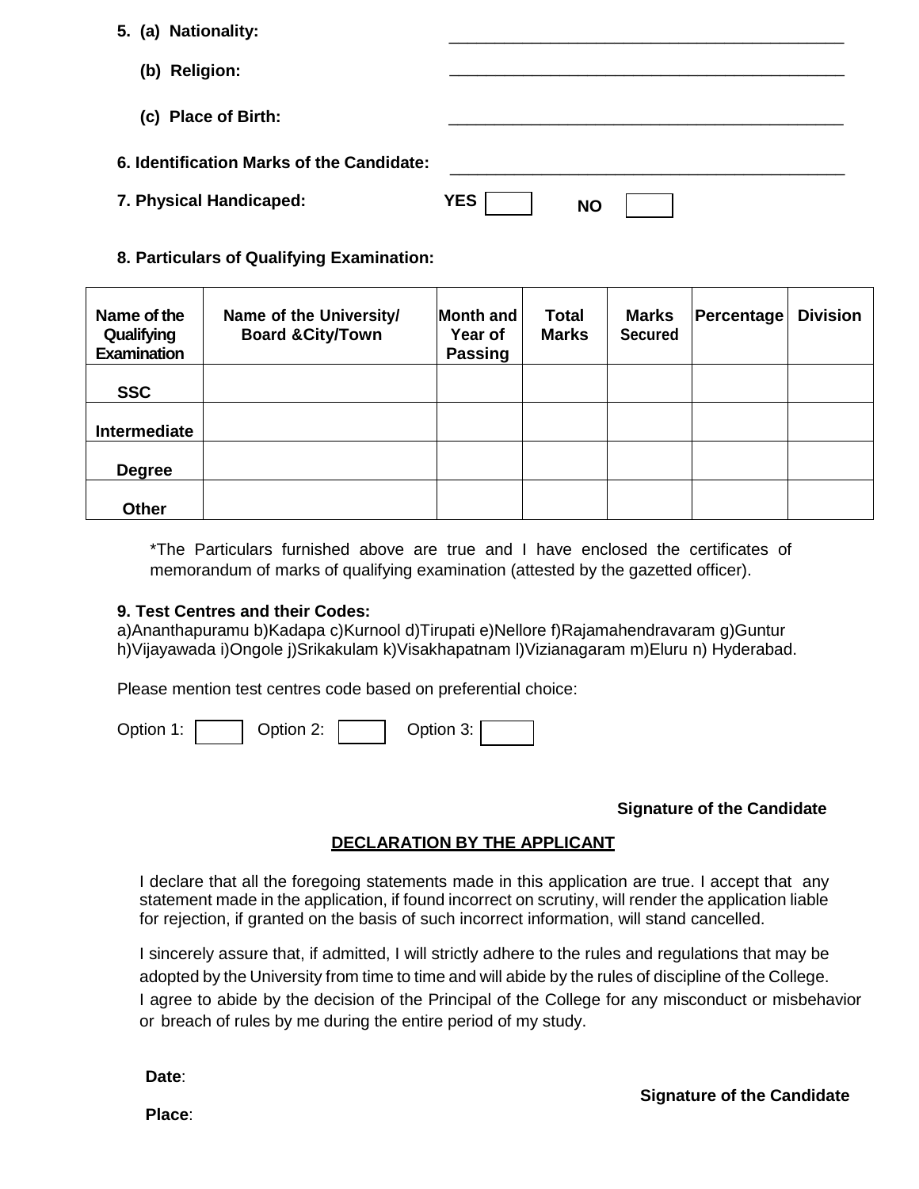**5. (a) Nationality:** ____________________________________________

**(b) Religion:** ____________________________________________

**(c) Place of Birth:** ____________________________________________

**6. Identification Marks of the Candidate:** ____________________________________________

**7. Physical Handicaped:** **YES** [ ] **NO** [ ]

**8. Particulars of Qualifying Examination:**

| Name of the Qualifying Examination | Name of the University/ Board &City/Town | Month and Year of Passing | Total Marks | Marks Secured | Percentage | Division |
|---|---|---|---|---|---|---|
| **SSC** | | | | | | |
| **Intermediate** | | | | | | |
| **Degree** | | | | | | |
| **Other** | | | | | | |

*The Particulars furnished above are true and I have enclosed the certificates of memorandum of marks of qualifying examination (attested by the gazetted officer).

**9. Test Centres and their Codes:**
a)Ananthapuramu b)Kadapa c)Kurnool d)Tirupati e)Nellore f)Rajamahendravaram g)Guntur h)Vijayawada i)Ongole j)Srikakulam k)Visakhapatnam l)Vizianagaram m)Eluru n) Hyderabad.

Please mention test centres code based on preferential choice:

Option 1: [ ] Option 2: [ ] Option 3: [ ]

**Signature of the Candidate**

## DECLARATION BY THE APPLICANT

I declare that all the foregoing statements made in this application are true. I accept that any statement made in the application, if found incorrect on scrutiny, will render the application liable for rejection, if granted on the basis of such incorrect information, will stand cancelled.

I sincerely assure that, if admitted, I will strictly adhere to the rules and regulations that may be adopted by the University from time to time and will abide by the rules of discipline of the College. I agree to abide by the decision of the Principal of the College for any misconduct or misbehavior or breach of rules by me during the entire period of my study.

**Date**:

**Place**:

**Signature of the Candidate**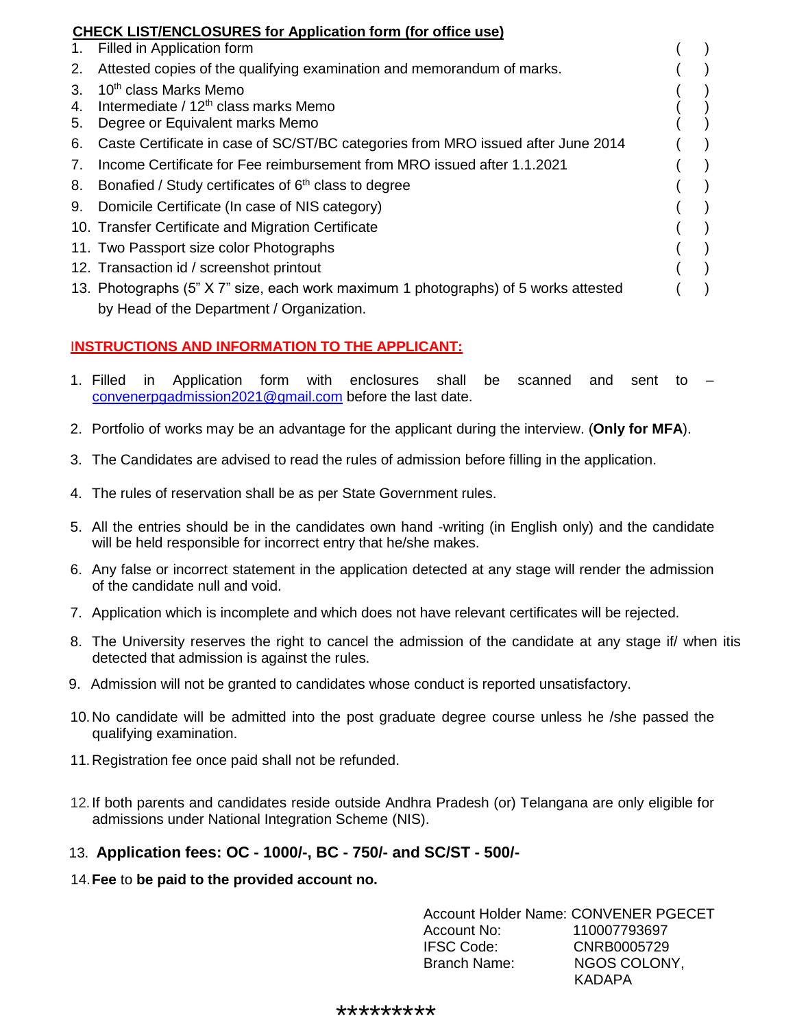**CHECK LIST/ENCLOSURES for Application form (for office use)**

1. Filled in Application form ( )
2. Attested copies of the qualifying examination and memorandum of marks. ( )
3. 10th class Marks Memo ( )
4. Intermediate / 12th class marks Memo ( )
5. Degree or Equivalent marks Memo ( )
6. Caste Certificate in case of SC/ST/BC categories from MRO issued after June 2014 ( )
7. Income Certificate for Fee reimbursement from MRO issued after 1.1.2021 ( )
8. Bonafied / Study certificates of 6th class to degree ( )
9. Domicile Certificate (In case of NIS category) ( )
10. Transfer Certificate and Migration Certificate ( )
11. Two Passport size color Photographs ( )
12. Transaction id / screenshot printout ( )
13. Photographs (5" X 7" size, each work maximum 1 photographs) of 5 works attested by Head of the Department / Organization. ( )

**INSTRUCTIONS AND INFORMATION TO THE APPLICANT:**

1. Filled in Application form with enclosures shall be scanned and sent to – convenerpgadmission2021@gmail.com before the last date.
2. Portfolio of works may be an advantage for the applicant during the interview. (**Only for MFA**).
3. The Candidates are advised to read the rules of admission before filling in the application.
4. The rules of reservation shall be as per State Government rules.
5. All the entries should be in the candidates own hand -writing (in English only) and the candidate will be held responsible for incorrect entry that he/she makes.
6. Any false or incorrect statement in the application detected at any stage will render the admission of the candidate null and void.
7. Application which is incomplete and which does not have relevant certificates will be rejected.
8. The University reserves the right to cancel the admission of the candidate at any stage if/ when itis detected that admission is against the rules.
9. Admission will not be granted to candidates whose conduct is reported unsatisfactory.
10. No candidate will be admitted into the post graduate degree course unless he /she passed the qualifying examination.
11. Registration fee once paid shall not be refunded.
12. If both parents and candidates reside outside Andhra Pradesh (or) Telangana are only eligible for admissions under National Integration Scheme (NIS).
13. **Application fees: OC - 1000/-, BC - 750/- and SC/ST - 500/-**
14. **Fee** to **be paid to the provided account no.**

Account Holder Name: CONVENER PGECET
Account No: 110007793697
IFSC Code: CNRB0005729
Branch Name: NGOS COLONY, KADAPA

*********